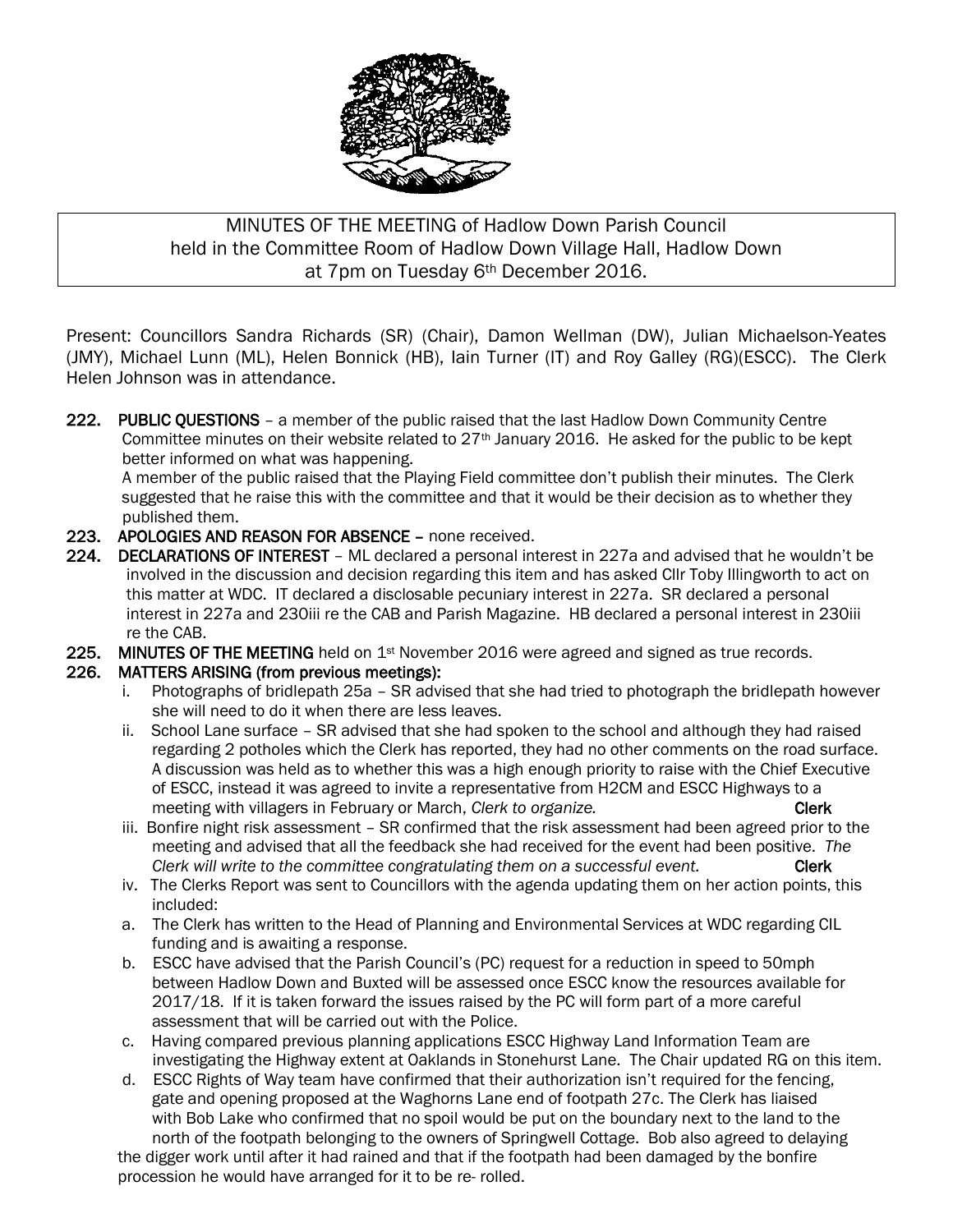MINUTES OF THE MEETING of Hadlow Down Parish Council
held in the Committee Room of Hadlow Down Village Hall, Hadlow Down
at 7pm on Tuesday 6th December 2016.

Present: Councillors Sandra Richards (SR) (Chair), Damon Wellman (DW), Julian Michaelson-Yeates (JMY), Michael Lunn (ML), Helen Bonnick (HB), Iain Turner (IT) and Roy Galley (RG)(ESCC). The Clerk Helen Johnson was in attendance.

**222. PUBLIC QUESTIONS** – a member of the public raised that the last Hadlow Down Community Centre Committee minutes on their website related to 27th January 2016. He asked for the public to be kept better informed on what was happening.
A member of the public raised that the Playing Field committee don't publish their minutes. The Clerk suggested that he raise this with the committee and that it would be their decision as to whether they published them.

**223. APOLOGIES AND REASON FOR ABSENCE –** none received.

**224. DECLARATIONS OF INTEREST** – ML declared a personal interest in 227a and advised that he wouldn't be involved in the discussion and decision regarding this item and has asked Cllr Toby Illingworth to act on this matter at WDC. IT declared a disclosable pecuniary interest in 227a. SR declared a personal interest in 227a and 230iii re the CAB and Parish Magazine. HB declared a personal interest in 230iii re the CAB.

**225. MINUTES OF THE MEETING** held on 1st November 2016 were agreed and signed as true records.

**226. MATTERS ARISING (from previous meetings):**

i. Photographs of bridlepath 25a – SR advised that she had tried to photograph the bridlepath however she will need to do it when there are less leaves.

ii. School Lane surface – SR advised that she had spoken to the school and although they had raised regarding 2 potholes which the Clerk has reported, they had no other comments on the road surface. A discussion was held as to whether this was a high enough priority to raise with the Chief Executive of ESCC, instead it was agreed to invite a representative from H2CM and ESCC Highways to a meeting with villagers in February or March, *Clerk to organize.* **Clerk**

iii. Bonfire night risk assessment – SR confirmed that the risk assessment had been agreed prior to the meeting and advised that all the feedback she had received for the event had been positive. *The Clerk will write to the committee congratulating them on a successful event.* **Clerk**

iv. The Clerks Report was sent to Councillors with the agenda updating them on her action points, this included:

a. The Clerk has written to the Head of Planning and Environmental Services at WDC regarding CIL funding and is awaiting a response.

b. ESCC have advised that the Parish Council's (PC) request for a reduction in speed to 50mph between Hadlow Down and Buxted will be assessed once ESCC know the resources available for 2017/18. If it is taken forward the issues raised by the PC will form part of a more careful assessment that will be carried out with the Police.

c. Having compared previous planning applications ESCC Highway Land Information Team are investigating the Highway extent at Oaklands in Stonehurst Lane. The Chair updated RG on this item.

d. ESCC Rights of Way team have confirmed that their authorization isn't required for the fencing, gate and opening proposed at the Waghorns Lane end of footpath 27c. The Clerk has liaised with Bob Lake who confirmed that no spoil would be put on the boundary next to the land to the north of the footpath belonging to the owners of Springwell Cottage. Bob also agreed to delaying the digger work until after it had rained and that if the footpath had been damaged by the bonfire procession he would have arranged for it to be re- rolled.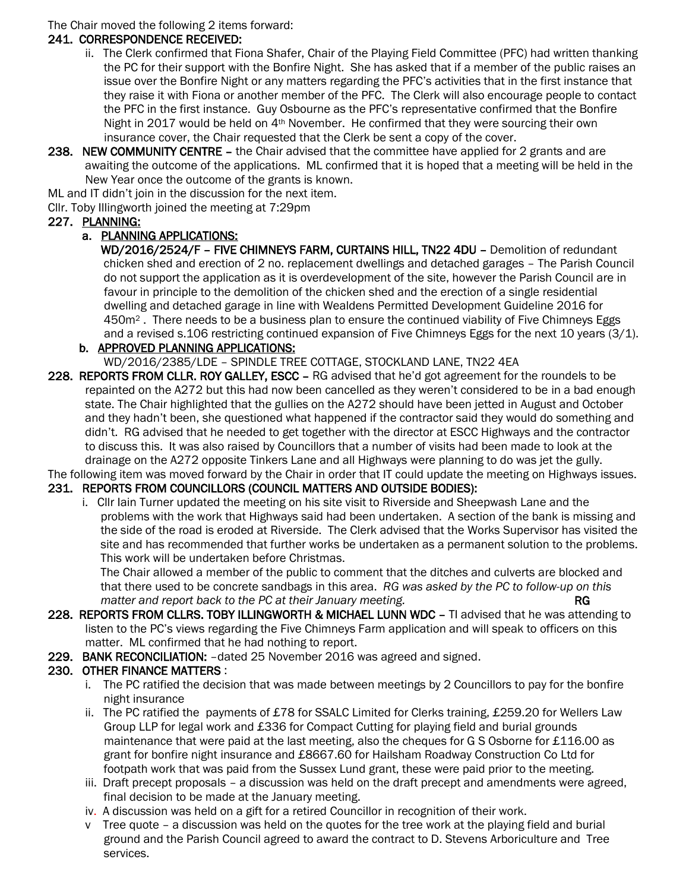The Chair moved the following 2 items forward:

**241. CORRESPONDENCE RECEIVED:**

ii. The Clerk confirmed that Fiona Shafer, Chair of the Playing Field Committee (PFC) had written thanking the PC for their support with the Bonfire Night. She has asked that if a member of the public raises an issue over the Bonfire Night or any matters regarding the PFC's activities that in the first instance that they raise it with Fiona or another member of the PFC. The Clerk will also encourage people to contact the PFC in the first instance. Guy Osbourne as the PFC's representative confirmed that the Bonfire Night in 2017 would be held on 4th November. He confirmed that they were sourcing their own insurance cover, the Chair requested that the Clerk be sent a copy of the cover.

**238. NEW COMMUNITY CENTRE –** the Chair advised that the committee have applied for 2 grants and are awaiting the outcome of the applications. ML confirmed that it is hoped that a meeting will be held in the New Year once the outcome of the grants is known.

ML and IT didn't join in the discussion for the next item.

Cllr. Toby Illingworth joined the meeting at 7:29pm

**227. PLANNING:**

**a. PLANNING APPLICATIONS:**

**WD/2016/2524/F – FIVE CHIMNEYS FARM, CURTAINS HILL, TN22 4DU –** Demolition of redundant chicken shed and erection of 2 no. replacement dwellings and detached garages – The Parish Council do not support the application as it is overdevelopment of the site, however the Parish Council are in favour in principle to the demolition of the chicken shed and the erection of a single residential dwelling and detached garage in line with Wealdens Permitted Development Guideline 2016 for 450m$^2$ . There needs to be a business plan to ensure the continued viability of Five Chimneys Eggs and a revised s.106 restricting continued expansion of Five Chimneys Eggs for the next 10 years (3/1).

**b. APPROVED PLANNING APPLICATIONS:**

WD/2016/2385/LDE – SPINDLE TREE COTTAGE, STOCKLAND LANE, TN22 4EA

**228. REPORTS FROM CLLR. ROY GALLEY, ESCC –** RG advised that he'd got agreement for the roundels to be repainted on the A272 but this had now been cancelled as they weren't considered to be in a bad enough state. The Chair highlighted that the gullies on the A272 should have been jetted in August and October and they hadn't been, she questioned what happened if the contractor said they would do something and didn't. RG advised that he needed to get together with the director at ESCC Highways and the contractor to discuss this. It was also raised by Councillors that a number of visits had been made to look at the drainage on the A272 opposite Tinkers Lane and all Highways were planning to do was jet the gully.

The following item was moved forward by the Chair in order that IT could update the meeting on Highways issues.

**231. REPORTS FROM COUNCILLORS (COUNCIL MATTERS AND OUTSIDE BODIES):**

i. Cllr Iain Turner updated the meeting on his site visit to Riverside and Sheepwash Lane and the problems with the work that Highways said had been undertaken. A section of the bank is missing and the side of the road is eroded at Riverside. The Clerk advised that the Works Supervisor has visited the site and has recommended that further works be undertaken as a permanent solution to the problems. This work will be undertaken before Christmas.

The Chair allowed a member of the public to comment that the ditches and culverts are blocked and that there used to be concrete sandbags in this area. *RG was asked by the PC to follow-up on this matter and report back to the PC at their January meeting.* **RG**

**228. REPORTS FROM CLLRS. TOBY ILLINGWORTH & MICHAEL LUNN WDC –** TI advised that he was attending to listen to the PC's views regarding the Five Chimneys Farm application and will speak to officers on this matter. ML confirmed that he had nothing to report.

**229. BANK RECONCILIATION:** –dated 25 November 2016 was agreed and signed.

**230. OTHER FINANCE MATTERS** :

i. The PC ratified the decision that was made between meetings by 2 Councillors to pay for the bonfire night insurance

ii. The PC ratified the payments of £78 for SSALC Limited for Clerks training, £259.20 for Wellers Law Group LLP for legal work and £336 for Compact Cutting for playing field and burial grounds maintenance that were paid at the last meeting, also the cheques for G S Osborne for £116.00 as grant for bonfire night insurance and £8667.60 for Hailsham Roadway Construction Co Ltd for footpath work that was paid from the Sussex Lund grant, these were paid prior to the meeting.

iii. Draft precept proposals – a discussion was held on the draft precept and amendments were agreed, final decision to be made at the January meeting.

iv. A discussion was held on a gift for a retired Councillor in recognition of their work.

v Tree quote – a discussion was held on the quotes for the tree work at the playing field and burial ground and the Parish Council agreed to award the contract to D. Stevens Arboriculture and Tree services.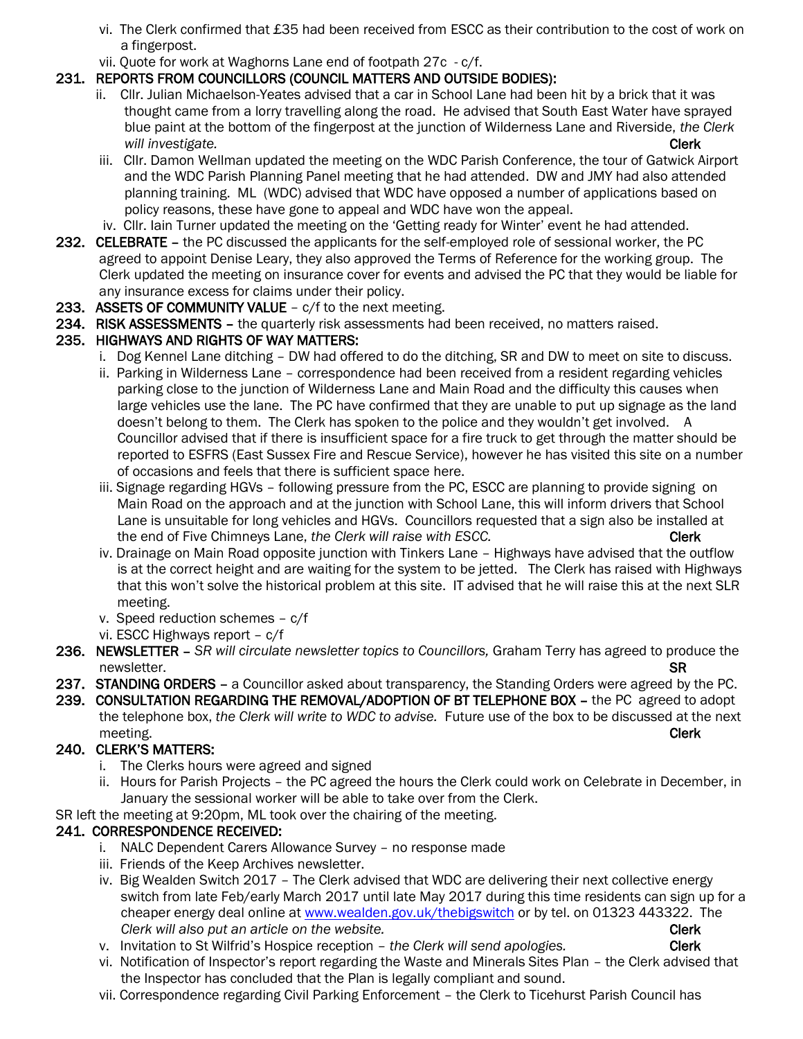vi. The Clerk confirmed that £35 had been received from ESCC as their contribution to the cost of work on a fingerpost.

vii. Quote for work at Waghorns Lane end of footpath 27c - c/f.

**231. REPORTS FROM COUNCILLORS (COUNCIL MATTERS AND OUTSIDE BODIES):**

ii. Cllr. Julian Michaelson-Yeates advised that a car in School Lane had been hit by a brick that it was thought came from a lorry travelling along the road. He advised that South East Water have sprayed blue paint at the bottom of the fingerpost at the junction of Wilderness Lane and Riverside, *the Clerk will investigate.* **Clerk**

iii. Cllr. Damon Wellman updated the meeting on the WDC Parish Conference, the tour of Gatwick Airport and the WDC Parish Planning Panel meeting that he had attended. DW and JMY had also attended planning training. ML (WDC) advised that WDC have opposed a number of applications based on policy reasons, these have gone to appeal and WDC have won the appeal.

iv. Cllr. Iain Turner updated the meeting on the 'Getting ready for Winter' event he had attended.

**232. CELEBRATE** – the PC discussed the applicants for the self-employed role of sessional worker, the PC agreed to appoint Denise Leary, they also approved the Terms of Reference for the working group. The Clerk updated the meeting on insurance cover for events and advised the PC that they would be liable for any insurance excess for claims under their policy.

**233. ASSETS OF COMMUNITY VALUE** – c/f to the next meeting.

**234. RISK ASSESSMENTS** – the quarterly risk assessments had been received, no matters raised.

**235. HIGHWAYS AND RIGHTS OF WAY MATTERS:**

i. Dog Kennel Lane ditching – DW had offered to do the ditching, SR and DW to meet on site to discuss.

ii. Parking in Wilderness Lane – correspondence had been received from a resident regarding vehicles parking close to the junction of Wilderness Lane and Main Road and the difficulty this causes when large vehicles use the lane. The PC have confirmed that they are unable to put up signage as the land doesn't belong to them. The Clerk has spoken to the police and they wouldn't get involved. A Councillor advised that if there is insufficient space for a fire truck to get through the matter should be reported to ESFRS (East Sussex Fire and Rescue Service), however he has visited this site on a number of occasions and feels that there is sufficient space here.

iii. Signage regarding HGVs – following pressure from the PC, ESCC are planning to provide signing on Main Road on the approach and at the junction with School Lane, this will inform drivers that School Lane is unsuitable for long vehicles and HGVs. Councillors requested that a sign also be installed at the end of Five Chimneys Lane, *the Clerk will raise with ESCC.* **Clerk**

iv. Drainage on Main Road opposite junction with Tinkers Lane – Highways have advised that the outflow is at the correct height and are waiting for the system to be jetted. The Clerk has raised with Highways that this won't solve the historical problem at this site. IT advised that he will raise this at the next SLR meeting.

v. Speed reduction schemes – c/f

vi. ESCC Highways report – c/f

**236. NEWSLETTER** – *SR will circulate newsletter topics to Councillors,* Graham Terry has agreed to produce the newsletter. **SR**

**237. STANDING ORDERS** – a Councillor asked about transparency, the Standing Orders were agreed by the PC.

**239. CONSULTATION REGARDING THE REMOVAL/ADOPTION OF BT TELEPHONE BOX** – the PC agreed to adopt the telephone box, *the Clerk will write to WDC to advise.* Future use of the box to be discussed at the next meeting. **Clerk**

**240. CLERK'S MATTERS:**

i. The Clerks hours were agreed and signed

ii. Hours for Parish Projects – the PC agreed the hours the Clerk could work on Celebrate in December, in January the sessional worker will be able to take over from the Clerk.

SR left the meeting at 9:20pm, ML took over the chairing of the meeting.

**241. CORRESPONDENCE RECEIVED:**

i. NALC Dependent Carers Allowance Survey – no response made

iii. Friends of the Keep Archives newsletter.

iv. Big Wealden Switch 2017 – The Clerk advised that WDC are delivering their next collective energy switch from late Feb/early March 2017 until late May 2017 during this time residents can sign up for a cheaper energy deal online at www.wealden.gov.uk/thebigswitch or by tel. on 01323 443322. *The Clerk will also put an article on the website.* **Clerk**

v. Invitation to St Wilfrid's Hospice reception – *the Clerk will send apologies.* **Clerk**

vi. Notification of Inspector's report regarding the Waste and Minerals Sites Plan – the Clerk advised that the Inspector has concluded that the Plan is legally compliant and sound.

vii. Correspondence regarding Civil Parking Enforcement – the Clerk to Ticehurst Parish Council has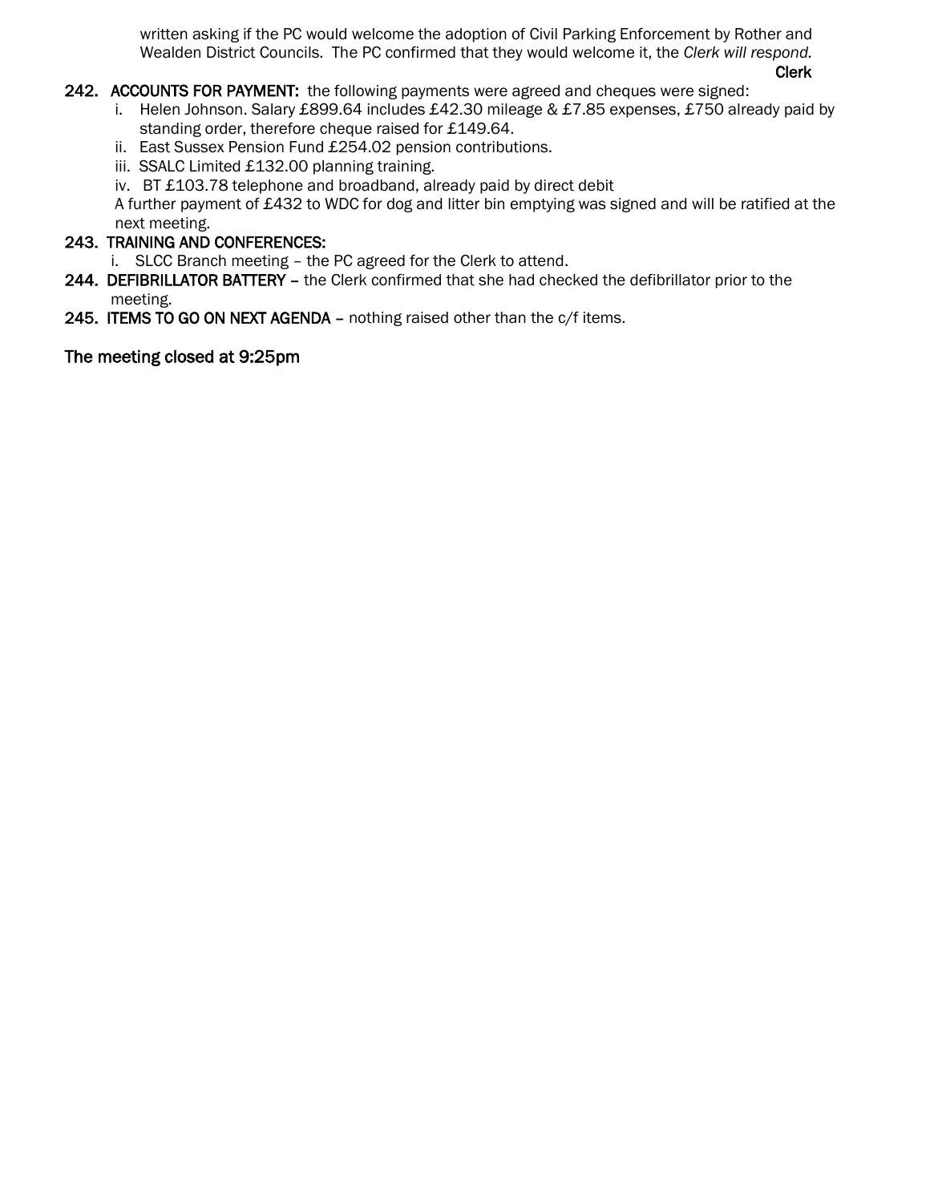written asking if the PC would welcome the adoption of Civil Parking Enforcement by Rother and Wealden District Councils. The PC confirmed that they would welcome it, the *Clerk will respond.*

**Clerk**

**242. ACCOUNTS FOR PAYMENT:** the following payments were agreed and cheques were signed:

i. Helen Johnson. Salary £899.64 includes £42.30 mileage & £7.85 expenses, £750 already paid by standing order, therefore cheque raised for £149.64.

ii. East Sussex Pension Fund £254.02 pension contributions.

iii. SSALC Limited £132.00 planning training.

iv. BT £103.78 telephone and broadband, already paid by direct debit

A further payment of £432 to WDC for dog and litter bin emptying was signed and will be ratified at the next meeting.

**243. TRAINING AND CONFERENCES:**

i. SLCC Branch meeting – the PC agreed for the Clerk to attend.

**244. DEFIBRILLATOR BATTERY** – the Clerk confirmed that she had checked the defibrillator prior to the meeting.

**245. ITEMS TO GO ON NEXT AGENDA** – nothing raised other than the c/f items.

**The meeting closed at 9:25pm**